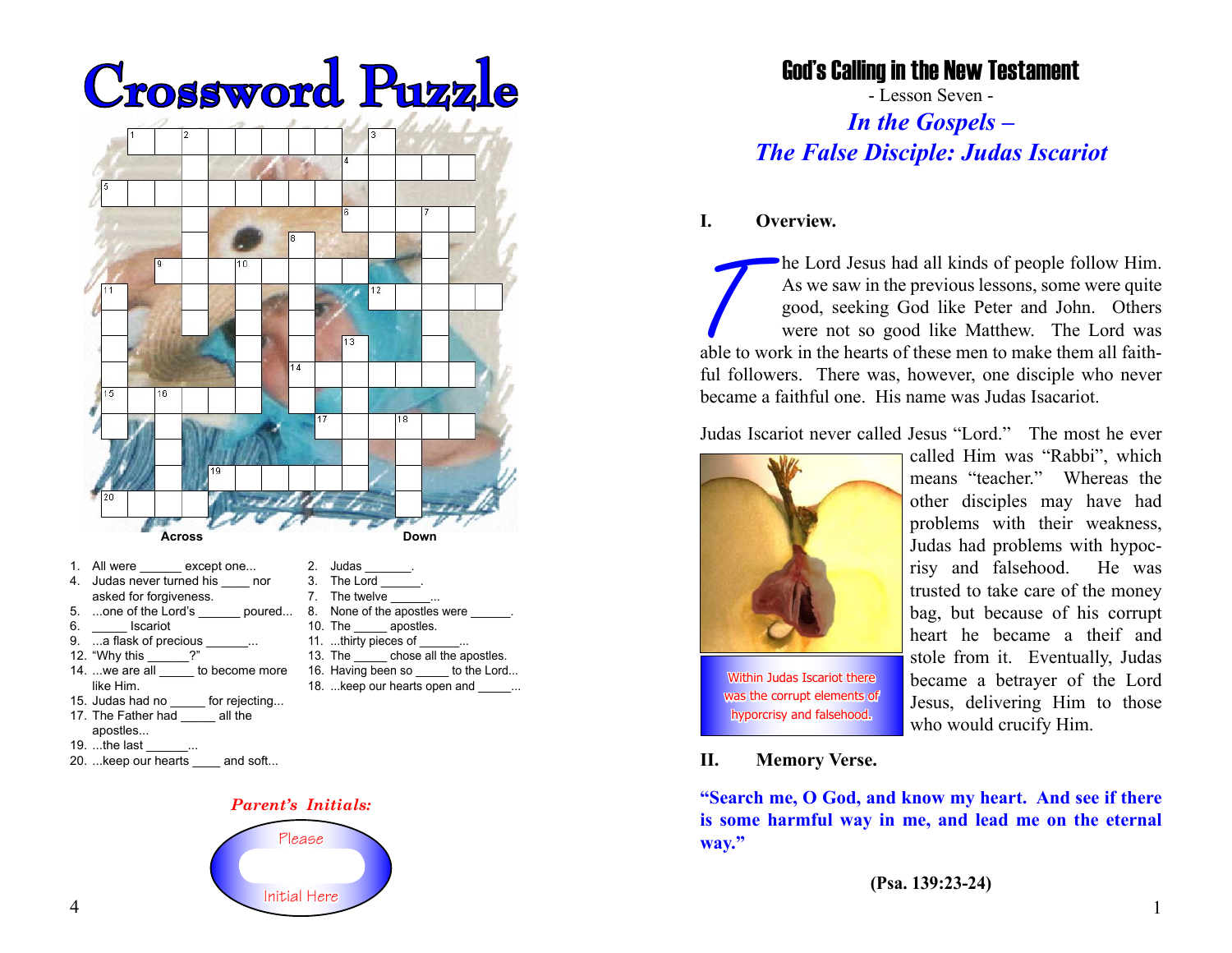# Crossword Puzzle

**Across**

1. All were ______ except one...
4. Judas never turned his ____ nor asked for forgiveness.
5. ...one of the Lord's ______ poured...
6. _____ Iscariot
9. ...a flask of precious _______...
12. "Why this ______?"
14. ...we are all _____ to become more like Him.
15. Judas had no _____ for rejecting...
17. The Father had _____ all the apostles...
19. ...the last _______...
20. ...keep our hearts ____ and soft...

**Down**

2. Judas _______.
3. The Lord ______.
7. The twelve ______...
8. None of the apostles were ______.
10. The _____ apostles.
11. ...thirty pieces of ______...
13. The _____ chose all the apostles.
16. Having been so _____ to the Lord...
18. ...keep our hearts open and _____...

***Parent's Initials:***

Please

Initial Here

# God's Calling in the New Testament

- Lesson Seven -

## *In the Gospels – The False Disciple: Judas Iscariot*

### I. Overview.

The Lord Jesus had all kinds of people follow Him. As we saw in the previous lessons, some were quite good, seeking God like Peter and John. Others were not so good like Matthew. The Lord was able to work in the hearts of these men to make them all faithful followers. There was, however, one disciple who never became a faithful one. His name was Judas Isacariot.

Judas Iscariot never called Jesus "Lord." The most he ever called Him was "Rabbi", which means "teacher." Whereas the other disciples may have had problems with their weakness, Judas had problems with hypocrisy and falsehood. He was trusted to take care of the money bag, but because of his corrupt heart he became a theif and stole from it. Eventually, Judas became a betrayer of the Lord Jesus, delivering Him to those who would crucify Him.

Within Judas Iscariot there was the corrupt elements of hyporcrisy and falsehood.

### II. Memory Verse.

**"Search me, O God, and know my heart. And see if there is some harmful way in me, and lead me on the eternal way."**

**(Psa. 139:23-24)**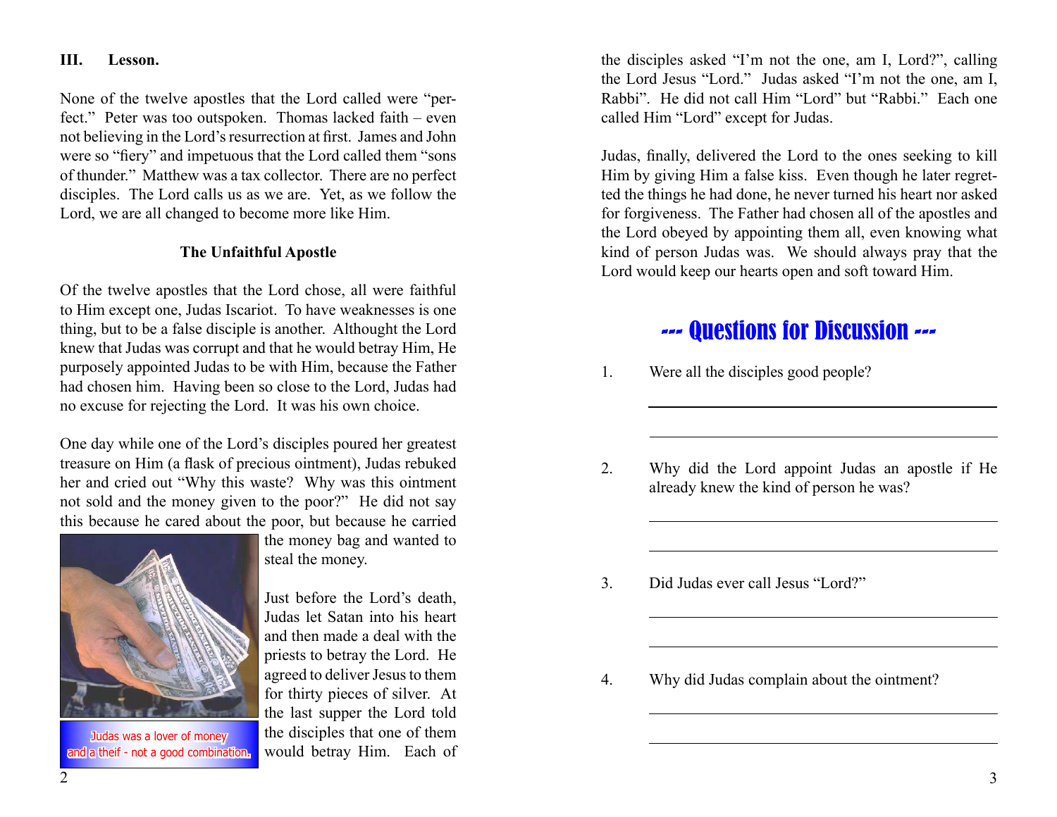## III. Lesson.

None of the twelve apostles that the Lord called were "perfect." Peter was too outspoken. Thomas lacked faith – even not believing in the Lord's resurrection at first. James and John were so "fiery" and impetuous that the Lord called them "sons of thunder." Matthew was a tax collector. There are no perfect disciples. The Lord calls us as we are. Yet, as we follow the Lord, we are all changed to become more like Him.

### The Unfaithful Apostle

Of the twelve apostles that the Lord chose, all were faithful to Him except one, Judas Iscariot. To have weaknesses is one thing, but to be a false disciple is another. Althought the Lord knew that Judas was corrupt and that he would betray Him, He purposely appointed Judas to be with Him, because the Father had chosen him. Having been so close to the Lord, Judas had no excuse for rejecting the Lord. It was his own choice.

One day while one of the Lord's disciples poured her greatest treasure on Him (a flask of precious ointment), Judas rebuked her and cried out "Why this waste? Why was this ointment not sold and the money given to the poor?" He did not say this because he cared about the poor, but because he carried the money bag and wanted to steal the money.

Judas was a lover of money and a theif - not a good combination.

Just before the Lord's death, Judas let Satan into his heart and then made a deal with the priests to betray the Lord. He agreed to deliver Jesus to them for thirty pieces of silver. At the last supper the Lord told the disciples that one of them would betray Him. Each of the disciples asked "I'm not the one, am I, Lord?", calling the Lord Jesus "Lord." Judas asked "I'm not the one, am I, Rabbi". He did not call Him "Lord" but "Rabbi." Each one called Him "Lord" except for Judas.

Judas, finally, delivered the Lord to the ones seeking to kill Him by giving Him a false kiss. Even though he later regretted the things he had done, he never turned his heart nor asked for forgiveness. The Father had chosen all of the apostles and the Lord obeyed by appointing them all, even knowing what kind of person Judas was. We should always pray that the Lord would keep our hearts open and soft toward Him.

## --- Questions for Discussion ---

1. Were all the disciples good people?

______________________________

______________________________

2. Why did the Lord appoint Judas an apostle if He already knew the kind of person he was?

______________________________

______________________________

3. Did Judas ever call Jesus "Lord?"

______________________________

______________________________

4. Why did Judas complain about the ointment?

______________________________

______________________________